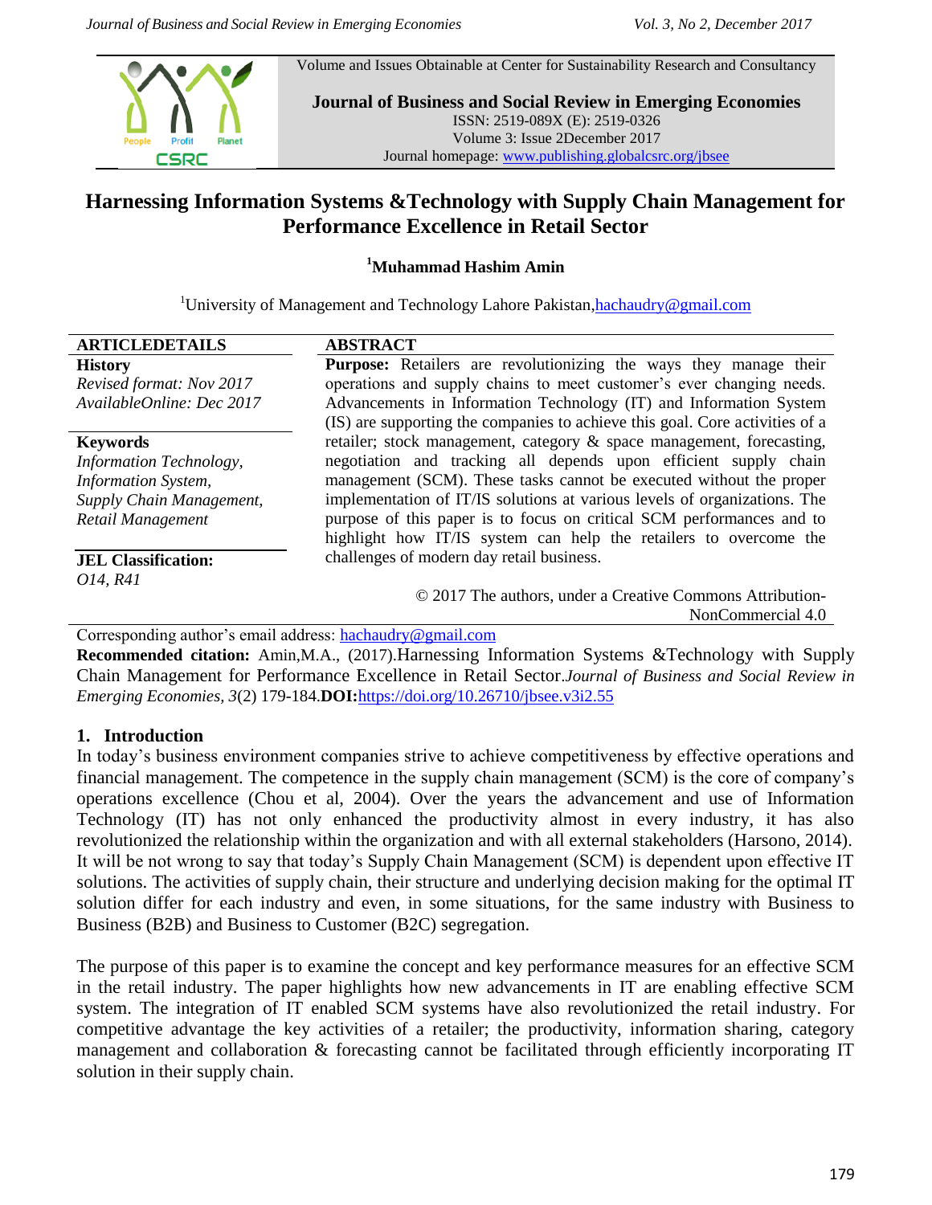Volume and Issues Obtainable at Center for Sustainability Research and Consultancy

**Journal of Business and Social Review in Emerging Economies**
ISSN: 2519-089X (E): 2519-0326
Volume 3: Issue 2December 2017
Journal homepage: www.publishing.globalcsrc.org/jbsee

# Harnessing Information Systems &Technology with Supply Chain Management for Performance Excellence in Retail Sector

**[1]Muhammad Hashim Amin**

[1]University of Management and Technology Lahore Pakistan,hachaudry@gmail.com

**ARTICLEDETAILS**

**History**
*Revised format: Nov 2017*
*AvailableOnline: Dec 2017*

**Keywords**
*Information Technology, Information System, Supply Chain Management, Retail Management*

**JEL Classification:**
*O14, R41*

**ABSTRACT**

**Purpose:** Retailers are revolutionizing the ways they manage their operations and supply chains to meet customer's ever changing needs. Advancements in Information Technology (IT) and Information System (IS) are supporting the companies to achieve this goal. Core activities of a retailer; stock management, category & space management, forecasting, negotiation and tracking all depends upon efficient supply chain management (SCM). These tasks cannot be executed without the proper implementation of IT/IS solutions at various levels of organizations. The purpose of this paper is to focus on critical SCM performances and to highlight how IT/IS system can help the retailers to overcome the challenges of modern day retail business.

© 2017 The authors, under a Creative Commons Attribution-NonCommercial 4.0

Corresponding author's email address: hachaudry@gmail.com

**Recommended citation:** Amin,M.A., (2017).Harnessing Information Systems &Technology with Supply Chain Management for Performance Excellence in Retail Sector.*Journal of Business and Social Review in Emerging Economies, 3*(2) 179-184.**DOI:**https://doi.org/10.26710/jbsee.v3i2.55

## 1. Introduction

In today's business environment companies strive to achieve competitiveness by effective operations and financial management. The competence in the supply chain management (SCM) is the core of company's operations excellence (Chou et al, 2004). Over the years the advancement and use of Information Technology (IT) has not only enhanced the productivity almost in every industry, it has also revolutionized the relationship within the organization and with all external stakeholders (Harsono, 2014). It will be not wrong to say that today's Supply Chain Management (SCM) is dependent upon effective IT solutions. The activities of supply chain, their structure and underlying decision making for the optimal IT solution differ for each industry and even, in some situations, for the same industry with Business to Business (B2B) and Business to Customer (B2C) segregation.

The purpose of this paper is to examine the concept and key performance measures for an effective SCM in the retail industry. The paper highlights how new advancements in IT are enabling effective SCM system. The integration of IT enabled SCM systems have also revolutionized the retail industry. For competitive advantage the key activities of a retailer; the productivity, information sharing, category management and collaboration & forecasting cannot be facilitated through efficiently incorporating IT solution in their supply chain.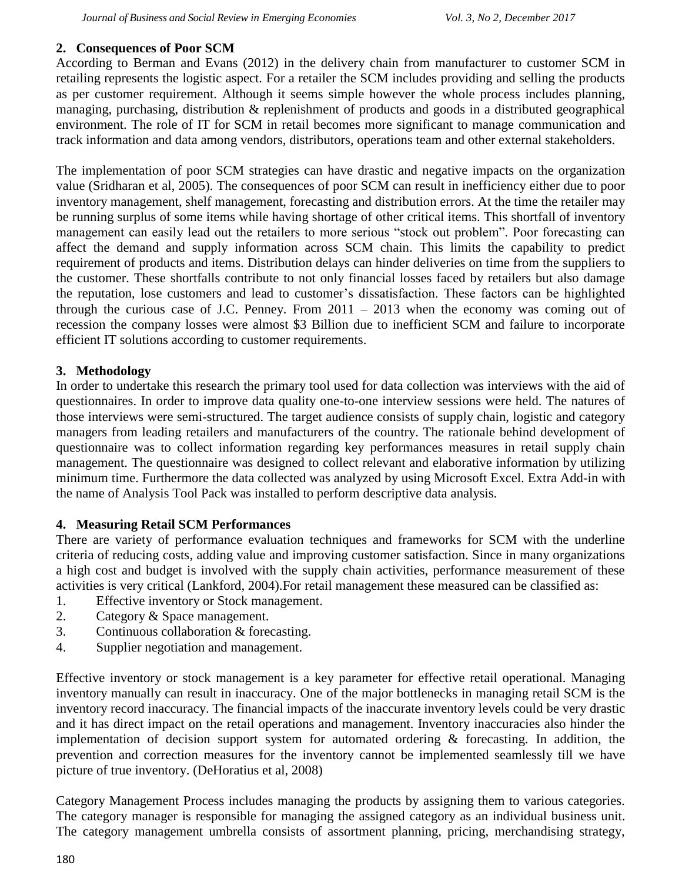## 2. Consequences of Poor SCM

According to Berman and Evans (2012) in the delivery chain from manufacturer to customer SCM in retailing represents the logistic aspect. For a retailer the SCM includes providing and selling the products as per customer requirement. Although it seems simple however the whole process includes planning, managing, purchasing, distribution & replenishment of products and goods in a distributed geographical environment. The role of IT for SCM in retail becomes more significant to manage communication and track information and data among vendors, distributors, operations team and other external stakeholders.

The implementation of poor SCM strategies can have drastic and negative impacts on the organization value (Sridharan et al, 2005). The consequences of poor SCM can result in inefficiency either due to poor inventory management, shelf management, forecasting and distribution errors. At the time the retailer may be running surplus of some items while having shortage of other critical items. This shortfall of inventory management can easily lead out the retailers to more serious "stock out problem". Poor forecasting can affect the demand and supply information across SCM chain. This limits the capability to predict requirement of products and items. Distribution delays can hinder deliveries on time from the suppliers to the customer. These shortfalls contribute to not only financial losses faced by retailers but also damage the reputation, lose customers and lead to customer's dissatisfaction. These factors can be highlighted through the curious case of J.C. Penney. From 2011 – 2013 when the economy was coming out of recession the company losses were almost $3 Billion due to inefficient SCM and failure to incorporate efficient IT solutions according to customer requirements.

## 3. Methodology

In order to undertake this research the primary tool used for data collection was interviews with the aid of questionnaires. In order to improve data quality one-to-one interview sessions were held. The natures of those interviews were semi-structured. The target audience consists of supply chain, logistic and category managers from leading retailers and manufacturers of the country. The rationale behind development of questionnaire was to collect information regarding key performances measures in retail supply chain management. The questionnaire was designed to collect relevant and elaborative information by utilizing minimum time. Furthermore the data collected was analyzed by using Microsoft Excel. Extra Add-in with the name of Analysis Tool Pack was installed to perform descriptive data analysis.

## 4. Measuring Retail SCM Performances

There are variety of performance evaluation techniques and frameworks for SCM with the underline criteria of reducing costs, adding value and improving customer satisfaction. Since in many organizations a high cost and budget is involved with the supply chain activities, performance measurement of these activities is very critical (Lankford, 2004).For retail management these measured can be classified as:

1. Effective inventory or Stock management.
2. Category & Space management.
3. Continuous collaboration & forecasting.
4. Supplier negotiation and management.

Effective inventory or stock management is a key parameter for effective retail operational. Managing inventory manually can result in inaccuracy. One of the major bottlenecks in managing retail SCM is the inventory record inaccuracy. The financial impacts of the inaccurate inventory levels could be very drastic and it has direct impact on the retail operations and management. Inventory inaccuracies also hinder the implementation of decision support system for automated ordering & forecasting. In addition, the prevention and correction measures for the inventory cannot be implemented seamlessly till we have picture of true inventory. (DeHoratius et al, 2008)

Category Management Process includes managing the products by assigning them to various categories. The category manager is responsible for managing the assigned category as an individual business unit. The category management umbrella consists of assortment planning, pricing, merchandising strategy,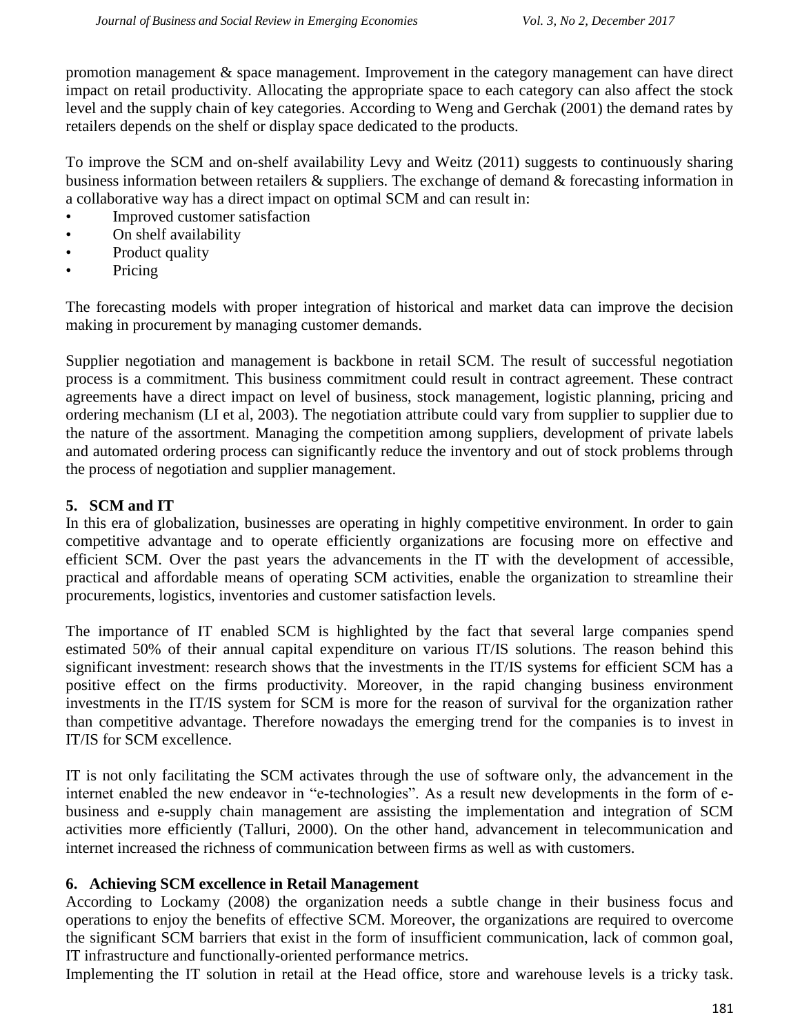promotion management & space management. Improvement in the category management can have direct impact on retail productivity. Allocating the appropriate space to each category can also affect the stock level and the supply chain of key categories. According to Weng and Gerchak (2001) the demand rates by retailers depends on the shelf or display space dedicated to the products.

To improve the SCM and on-shelf availability Levy and Weitz (2011) suggests to continuously sharing business information between retailers & suppliers. The exchange of demand & forecasting information in a collaborative way has a direct impact on optimal SCM and can result in:

- Improved customer satisfaction
- On shelf availability
- Product quality
- Pricing

The forecasting models with proper integration of historical and market data can improve the decision making in procurement by managing customer demands.

Supplier negotiation and management is backbone in retail SCM. The result of successful negotiation process is a commitment. This business commitment could result in contract agreement. These contract agreements have a direct impact on level of business, stock management, logistic planning, pricing and ordering mechanism (LI et al, 2003). The negotiation attribute could vary from supplier to supplier due to the nature of the assortment. Managing the competition among suppliers, development of private labels and automated ordering process can significantly reduce the inventory and out of stock problems through the process of negotiation and supplier management.

## 5. SCM and IT

In this era of globalization, businesses are operating in highly competitive environment. In order to gain competitive advantage and to operate efficiently organizations are focusing more on effective and efficient SCM. Over the past years the advancements in the IT with the development of accessible, practical and affordable means of operating SCM activities, enable the organization to streamline their procurements, logistics, inventories and customer satisfaction levels.

The importance of IT enabled SCM is highlighted by the fact that several large companies spend estimated 50% of their annual capital expenditure on various IT/IS solutions. The reason behind this significant investment: research shows that the investments in the IT/IS systems for efficient SCM has a positive effect on the firms productivity. Moreover, in the rapid changing business environment investments in the IT/IS system for SCM is more for the reason of survival for the organization rather than competitive advantage. Therefore nowadays the emerging trend for the companies is to invest in IT/IS for SCM excellence.

IT is not only facilitating the SCM activates through the use of software only, the advancement in the internet enabled the new endeavor in "e-technologies". As a result new developments in the form of e-business and e-supply chain management are assisting the implementation and integration of SCM activities more efficiently (Talluri, 2000). On the other hand, advancement in telecommunication and internet increased the richness of communication between firms as well as with customers.

## 6. Achieving SCM excellence in Retail Management

According to Lockamy (2008) the organization needs a subtle change in their business focus and operations to enjoy the benefits of effective SCM. Moreover, the organizations are required to overcome the significant SCM barriers that exist in the form of insufficient communication, lack of common goal, IT infrastructure and functionally-oriented performance metrics.

Implementing the IT solution in retail at the Head office, store and warehouse levels is a tricky task.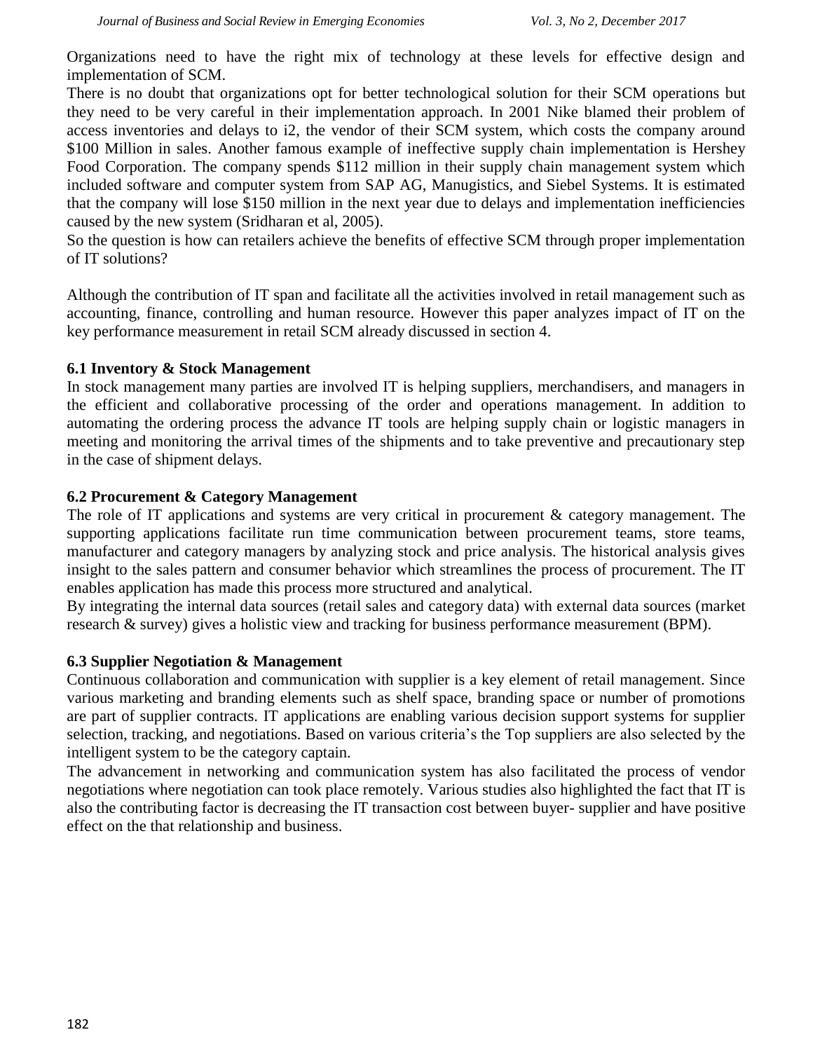Organizations need to have the right mix of technology at these levels for effective design and implementation of SCM.

There is no doubt that organizations opt for better technological solution for their SCM operations but they need to be very careful in their implementation approach. In 2001 Nike blamed their problem of access inventories and delays to i2, the vendor of their SCM system, which costs the company around $100 Million in sales. Another famous example of ineffective supply chain implementation is Hershey Food Corporation. The company spends $112 million in their supply chain management system which included software and computer system from SAP AG, Manugistics, and Siebel Systems. It is estimated that the company will lose $150 million in the next year due to delays and implementation inefficiencies caused by the new system (Sridharan et al, 2005).

So the question is how can retailers achieve the benefits of effective SCM through proper implementation of IT solutions?

Although the contribution of IT span and facilitate all the activities involved in retail management such as accounting, finance, controlling and human resource. However this paper analyzes impact of IT on the key performance measurement in retail SCM already discussed in section 4.

### 6.1 Inventory & Stock Management

In stock management many parties are involved IT is helping suppliers, merchandisers, and managers in the efficient and collaborative processing of the order and operations management. In addition to automating the ordering process the advance IT tools are helping supply chain or logistic managers in meeting and monitoring the arrival times of the shipments and to take preventive and precautionary step in the case of shipment delays.

### 6.2 Procurement & Category Management

The role of IT applications and systems are very critical in procurement & category management. The supporting applications facilitate run time communication between procurement teams, store teams, manufacturer and category managers by analyzing stock and price analysis. The historical analysis gives insight to the sales pattern and consumer behavior which streamlines the process of procurement. The IT enables application has made this process more structured and analytical.

By integrating the internal data sources (retail sales and category data) with external data sources (market research & survey) gives a holistic view and tracking for business performance measurement (BPM).

### 6.3 Supplier Negotiation & Management

Continuous collaboration and communication with supplier is a key element of retail management. Since various marketing and branding elements such as shelf space, branding space or number of promotions are part of supplier contracts. IT applications are enabling various decision support systems for supplier selection, tracking, and negotiations. Based on various criteria's the Top suppliers are also selected by the intelligent system to be the category captain.

The advancement in networking and communication system has also facilitated the process of vendor negotiations where negotiation can took place remotely. Various studies also highlighted the fact that IT is also the contributing factor is decreasing the IT transaction cost between buyer- supplier and have positive effect on the that relationship and business.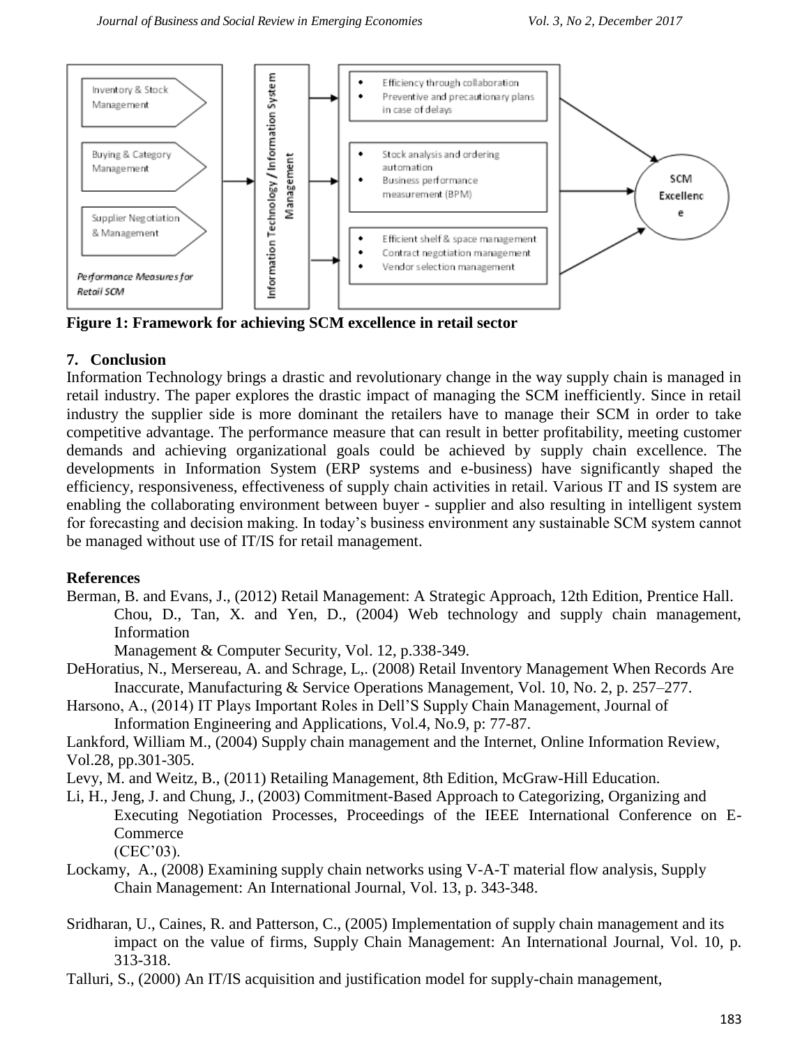Inventory & Stock Management

Buying & Category Management

Supplier Negotiation & Management

*Performance Measures for Retail SCM*

Information Technology / Information System Management

- Efficiency through collaboration
- Preventive and precautionary plans in case of delays

- Stock analysis and ordering automation
- Business performance measurement (BPM)

- Efficient shelf & space management
- Contract negotiation management
- Vendor selection management

SCM Excellence

**Figure 1: Framework for achieving SCM excellence in retail sector**

## 7. Conclusion

Information Technology brings a drastic and revolutionary change in the way supply chain is managed in retail industry. The paper explores the drastic impact of managing the SCM inefficiently. Since in retail industry the supplier side is more dominant the retailers have to manage their SCM in order to take competitive advantage. The performance measure that can result in better profitability, meeting customer demands and achieving organizational goals could be achieved by supply chain excellence. The developments in Information System (ERP systems and e-business) have significantly shaped the efficiency, responsiveness, effectiveness of supply chain activities in retail. Various IT and IS system are enabling the collaborating environment between buyer - supplier and also resulting in intelligent system for forecasting and decision making. In today's business environment any sustainable SCM system cannot be managed without use of IT/IS for retail management.

## References

Berman, B. and Evans, J., (2012) Retail Management: A Strategic Approach, 12th Edition, Prentice Hall.

Chou, D., Tan, X. and Yen, D., (2004) Web technology and supply chain management, Information Management & Computer Security, Vol. 12, p.338-349.

DeHoratius, N., Mersereau, A. and Schrage, L,. (2008) Retail Inventory Management When Records Are Inaccurate, Manufacturing & Service Operations Management, Vol. 10, No. 2, p. 257–277.

Harsono, A., (2014) IT Plays Important Roles in Dell'S Supply Chain Management, Journal of Information Engineering and Applications, Vol.4, No.9, p: 77-87.

Lankford, William M., (2004) Supply chain management and the Internet, Online Information Review, Vol.28, pp.301-305.

Levy, M. and Weitz, B., (2011) Retailing Management, 8th Edition, McGraw-Hill Education.

Li, H., Jeng, J. and Chung, J., (2003) Commitment-Based Approach to Categorizing, Organizing and Executing Negotiation Processes, Proceedings of the IEEE International Conference on E-Commerce (CEC'03).

Lockamy, A., (2008) Examining supply chain networks using V-A-T material flow analysis, Supply Chain Management: An International Journal, Vol. 13, p. 343-348.

Sridharan, U., Caines, R. and Patterson, C., (2005) Implementation of supply chain management and its impact on the value of firms, Supply Chain Management: An International Journal, Vol. 10, p. 313-318.

Talluri, S., (2000) An IT/IS acquisition and justification model for supply-chain management,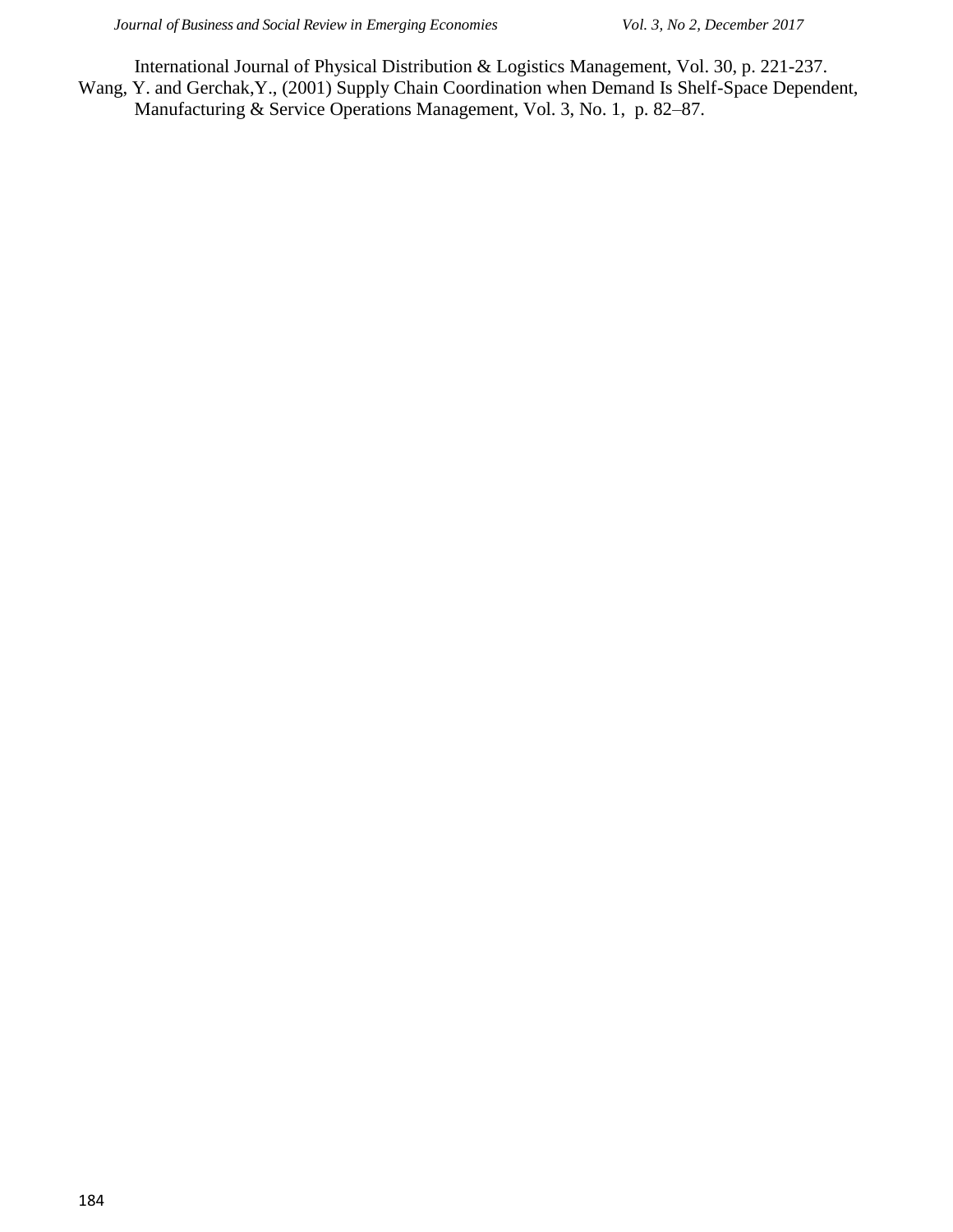International Journal of Physical Distribution & Logistics Management, Vol. 30, p. 221-237.

Wang, Y. and Gerchak,Y., (2001) Supply Chain Coordination when Demand Is Shelf-Space Dependent, Manufacturing & Service Operations Management, Vol. 3, No. 1, p. 82–87.